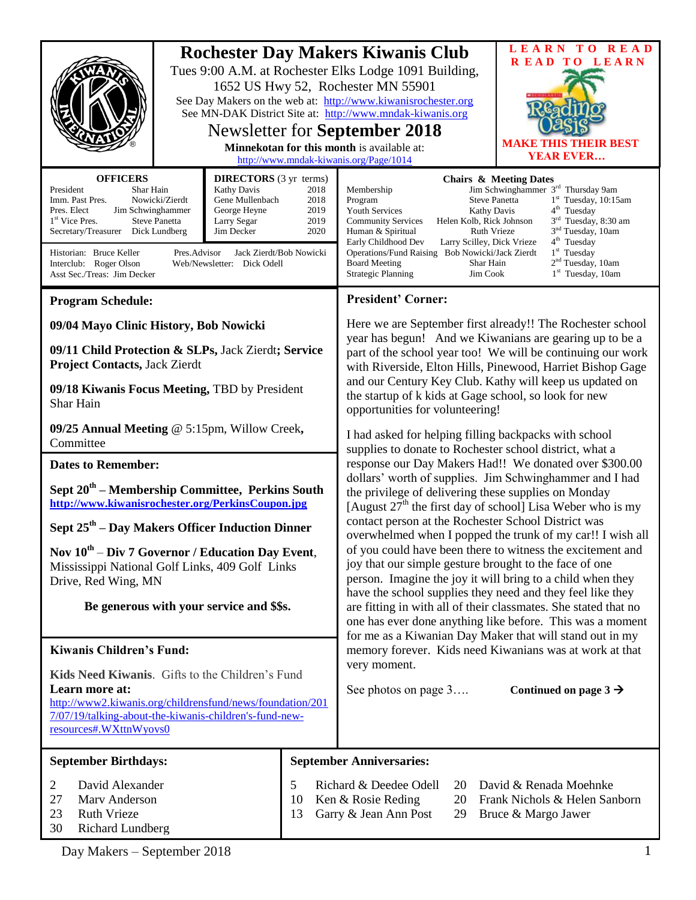# Rochester Day Makers Kiwanis Club

Tues 9:00 A.M. at Rochester Elks Lodge 1091 Building, 1652 US Hwy 52, Rochester MN 55901

See Day Makers on the web at: http://www.kiwanisrochester.org

See MN-DAK District Site at: http://www.mndak-kiwanis.org

## Newsletter for **September 2018**

**Minnekotan for this month** is available at: http://www.mndak-kiwanis.org/Page/1014

**LEARN TO READ**
**READ TO LEARN**

**MAKE THIS THEIR BEST YEAR EVER…**

| **OFFICERS** | |
|---|---|
| President | Shar Hain |
| Imm. Past Pres. | Nowicki/Zierdt |
| Pres. Elect | Jim Schwinghammer |
| 1st Vice Pres. | Steve Panetta |
| Secretary/Treasurer | Dick Lundberg |

| **DIRECTORS** (3 yr terms) | |
|---|---|
| Kathy Davis | 2018 |
| Gene Mullenbach | 2018 |
| George Heyne | 2019 |
| Larry Segar | 2019 |
| Jim Decker | 2020 |

Historian: Bruce Keller
Interclub: Roger Olson
Asst Sec./Treas: Jim Decker
Pres.Advisor: Jack Zierdt/Bob Nowicki
Web/Newsletter: Dick Odell

| **Chairs & Meeting Dates** | | |
|---|---|---|
| Membership | Jim Schwinghammer | 3rd Thursday 9am |
| Program | Steve Panetta | 1st Tuesday, 10:15am |
| Youth Services | Kathy Davis | 4th Tuesday |
| Community Services | Helen Kolb, Rick Johnson | 3rd Tuesday, 8:30 am |
| Human & Spiritual | Ruth Vrieze | 3nd Tuesday, 10am |
| Early Childhood Dev | Larry Scilley, Dick Vrieze | 4th Tuesday |
| Operations/Fund Raising | Bob Nowicki/Jack Zierdt | 1st Tuesday |
| Board Meeting | Shar Hain | 2nd Tuesday, 10am |
| Strategic Planning | Jim Cook | 1st Tuesday, 10am |

## Program Schedule:

**09/04 Mayo Clinic History, Bob Nowicki**

**09/11 Child Protection & SLPs,** Jack Zierdt**; Service Project Contacts,** Jack Zierdt

**09/18 Kiwanis Focus Meeting,** TBD by President Shar Hain

**09/25 Annual Meeting** @ 5:15pm, Willow Creek**,** Committee

## Dates to Remember:

**Sept 20th – Membership Committee, Perkins South**
**http://www.kiwanisrochester.org/PerkinsCoupon.jpg**

**Sept 25th – Day Makers Officer Induction Dinner**

**Nov 10th** – **Div 7 Governor / Education Day Event**, Mississippi National Golf Links, 409 Golf Links Drive, Red Wing, MN

**Be generous with your service and $$s.**

## Kiwanis Children's Fund:

**Kids Need Kiwanis**. Gifts to the Children's Fund
**Learn more at:**
http://www2.kiwanis.org/childrensfund/news/foundation/2017/07/19/talking-about-the-kiwanis-children's-fund-new-resources#.WXttnWyovs0

## President' Corner:

Here we are September first already!! The Rochester school year has begun! And we Kiwanians are gearing up to be a part of the school year too! We will be continuing our work with Riverside, Elton Hills, Pinewood, Harriet Bishop Gage and our Century Key Club. Kathy will keep us updated on the startup of k kids at Gage school, so look for new opportunities for volunteering!

I had asked for helping filling backpacks with school supplies to donate to Rochester school district, what a response our Day Makers Had!! We donated over $300.00 dollars' worth of supplies. Jim Schwinghammer and I had the privilege of delivering these supplies on Monday [August 27th the first day of school] Lisa Weber who is my contact person at the Rochester School District was overwhelmed when I popped the trunk of my car!! I wish all of you could have been there to witness the excitement and joy that our simple gesture brought to the face of one person. Imagine the joy it will bring to a child when they have the school supplies they need and they feel like they are fitting in with all of their classmates. She stated that no one has ever done anything like before. This was a moment for me as a Kiwanian Day Maker that will stand out in my memory forever. Kids need Kiwanians was at work at that very moment.

See photos on page 3…. **Continued on page 3 →**

## September Birthdays:

| | |
|---|---|
| 2 | David Alexander |
| 27 | Marv Anderson |
| 23 | Ruth Vrieze |
| 30 | Richard Lundberg |

## September Anniversaries:

| | | | |
|---|---|---|---|
| 5 | Richard & Deedee Odell | 20 | David & Renada Moehnke |
| 10 | Ken & Rosie Reding | 20 | Frank Nichols & Helen Sanborn |
| 13 | Garry & Jean Ann Post | 29 | Bruce & Margo Jawer |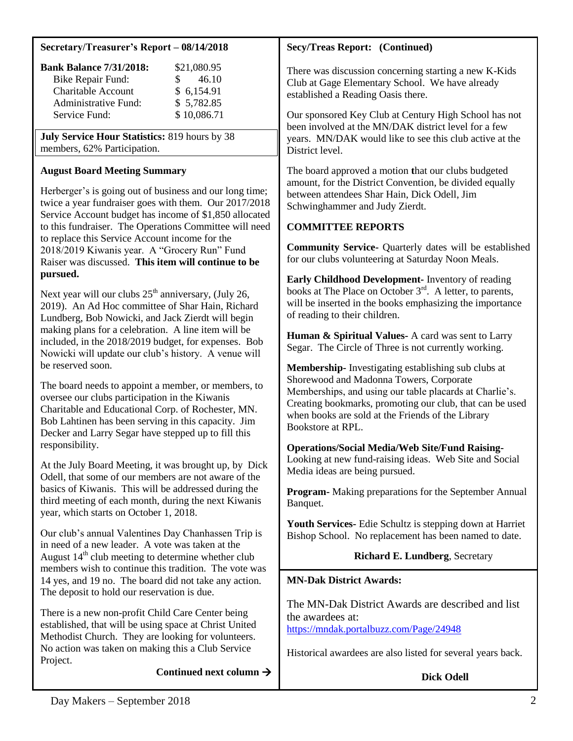## Secretary/Treasurer's Report – 08/14/2018

| **Bank Balance 7/31/2018:** | $21,080.95 |
|---|---|
| Bike Repair Fund: | $ 46.10 |
| Charitable Account | $ 6,154.91 |
| Administrative Fund: | $ 5,782.85 |
| Service Fund: | $ 10,086.71 |

**July Service Hour Statistics:** 819 hours by 38 members, 62% Participation.

### August Board Meeting Summary

Herberger's is going out of business and our long time; twice a year fundraiser goes with them. Our 2017/2018 Service Account budget has income of $1,850 allocated to this fundraiser. The Operations Committee will need to replace this Service Account income for the 2018/2019 Kiwanis year. A "Grocery Run" Fund Raiser was discussed. **This item will continue to be pursued.**

Next year will our clubs 25th anniversary, (July 26, 2019). An Ad Hoc committee of Shar Hain, Richard Lundberg, Bob Nowicki, and Jack Zierdt will begin making plans for a celebration. A line item will be included, in the 2018/2019 budget, for expenses. Bob Nowicki will update our club's history. A venue will be reserved soon.

The board needs to appoint a member, or members, to oversee our clubs participation in the Kiwanis Charitable and Educational Corp. of Rochester, MN. Bob Lahtinen has been serving in this capacity. Jim Decker and Larry Segar have stepped up to fill this responsibility.

At the July Board Meeting, it was brought up, by Dick Odell, that some of our members are not aware of the basics of Kiwanis. This will be addressed during the third meeting of each month, during the next Kiwanis year, which starts on October 1, 2018.

Our club's annual Valentines Day Chanhassen Trip is in need of a new leader. A vote was taken at the August 14th club meeting to determine whether club members wish to continue this tradition. The vote was 14 yes, and 19 no. The board did not take any action. The deposit to hold our reservation is due.

There is a new non-profit Child Care Center being established, that will be using space at Christ United Methodist Church. They are looking for volunteers. No action was taken on making this a Club Service Project.

**Continued next column →**

### Secy/Treas Report: (Continued)

There was discussion concerning starting a new K-Kids Club at Gage Elementary School. We have already established a Reading Oasis there.

Our sponsored Key Club at Century High School has not been involved at the MN/DAK district level for a few years. MN/DAK would like to see this club active at the District level.

The board approved a motion that our clubs budgeted amount, for the District Convention, be divided equally between attendees Shar Hain, Dick Odell, Jim Schwinghammer and Judy Zierdt.

### COMMITTEE REPORTS

**Community Service-** Quarterly dates will be established for our clubs volunteering at Saturday Noon Meals.

**Early Childhood Development-** Inventory of reading books at The Place on October 3rd. A letter, to parents, will be inserted in the books emphasizing the importance of reading to their children.

**Human & Spiritual Values-** A card was sent to Larry Segar. The Circle of Three is not currently working.

**Membership-** Investigating establishing sub clubs at Shorewood and Madonna Towers, Corporate Memberships, and using our table placards at Charlie's. Creating bookmarks, promoting our club, that can be used when books are sold at the Friends of the Library Bookstore at RPL.

**Operations/Social Media/Web Site/Fund Raising-** Looking at new fund-raising ideas. Web Site and Social Media ideas are being pursued.

**Program-** Making preparations for the September Annual Banquet.

**Youth Services-** Edie Schultz is stepping down at Harriet Bishop School. No replacement has been named to date.

**Richard E. Lundberg**, Secretary

### MN-Dak District Awards:

The MN-Dak District Awards are described and list the awardees at:
https://mndak.portalbuzz.com/Page/24948

Historical awardees are also listed for several years back.

**Dick Odell**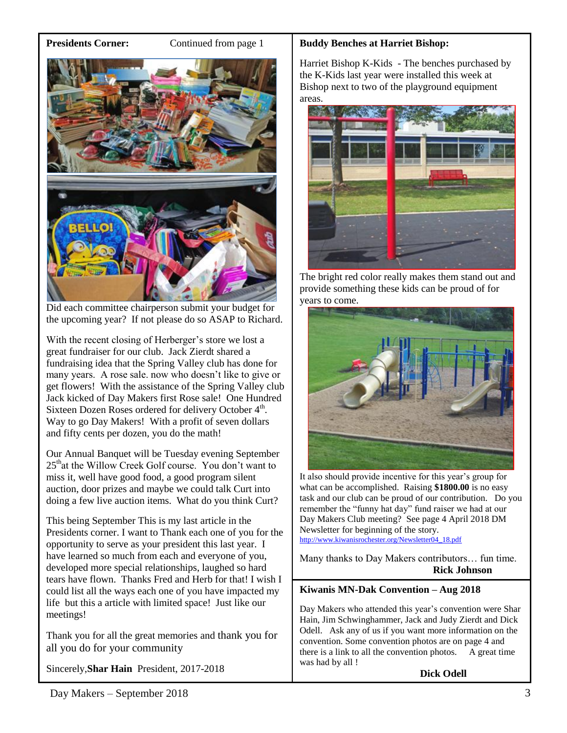**Presidents Corner:** Continued from page 1

Did each committee chairperson submit your budget for the upcoming year? If not please do so ASAP to Richard.

With the recent closing of Herberger's store we lost a great fundraiser for our club. Jack Zierdt shared a fundraising idea that the Spring Valley club has done for many years. A rose sale. now who doesn't like to give or get flowers! With the assistance of the Spring Valley club Jack kicked of Day Makers first Rose sale! One Hundred Sixteen Dozen Roses ordered for delivery October 4th. Way to go Day Makers! With a profit of seven dollars and fifty cents per dozen, you do the math!

Our Annual Banquet will be Tuesday evening September 25th at the Willow Creek Golf course. You don't want to miss it, well have good food, a good program silent auction, door prizes and maybe we could talk Curt into doing a few live auction items. What do you think Curt?

This being September This is my last article in the Presidents corner. I want to Thank each one of you for the opportunity to serve as your president this last year. I have learned so much from each and everyone of you, developed more special relationships, laughed so hard tears have flown. Thanks Fred and Herb for that! I wish I could list all the ways each one of you have impacted my life but this a article with limited space! Just like our meetings!

Thank you for all the great memories and thank you for all you do for your community

Sincerely,**Shar Hain** President, 2017-2018

**Buddy Benches at Harriet Bishop:**

Harriet Bishop K-Kids - The benches purchased by the K-Kids last year were installed this week at Bishop next to two of the playground equipment areas.

The bright red color really makes them stand out and provide something these kids can be proud of for years to come.

It also should provide incentive for this year's group for what can be accomplished. Raising **$1800.00** is no easy task and our club can be proud of our contribution. Do you remember the "funny hat day" fund raiser we had at our Day Makers Club meeting? See page 4 April 2018 DM Newsletter for beginning of the story.
http://www.kiwanisrochester.org/Newsletter04_18.pdf

Many thanks to Day Makers contributors… fun time.

**Rick Johnson**

**Kiwanis MN-Dak Convention – Aug 2018**

Day Makers who attended this year's convention were Shar Hain, Jim Schwinghammer, Jack and Judy Zierdt and Dick Odell. Ask any of us if you want more information on the convention. Some convention photos are on page 4 and there is a link to all the convention photos. A great time was had by all !

**Dick Odell**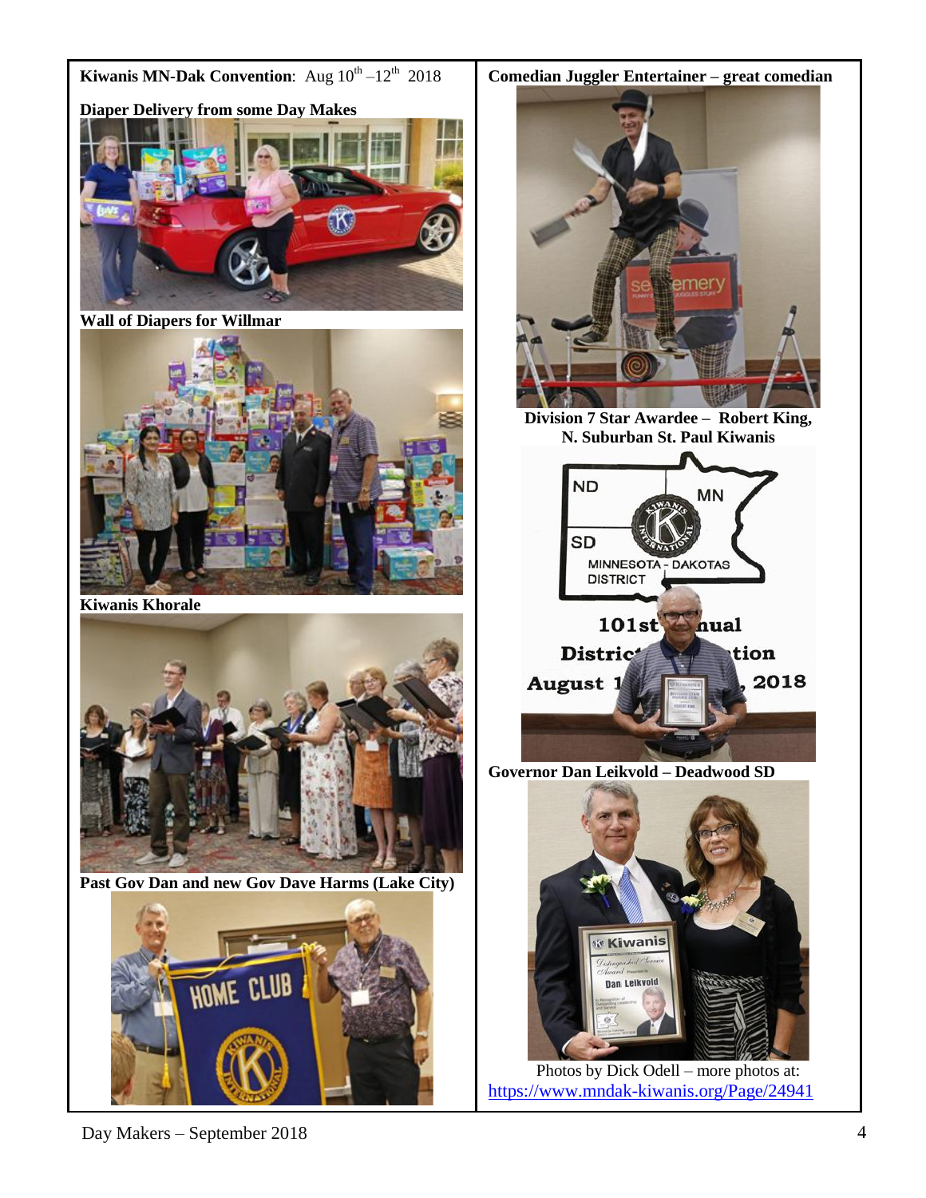**Kiwanis MN-Dak Convention**: Aug 10th –12th 2018

**Diaper Delivery from some Day Makes**

**Wall of Diapers for Willmar**

**Kiwanis Khorale**

**Past Gov Dan and new Gov Dave Harms (Lake City)**

**Comedian Juggler Entertainer – great comedian**

**Division 7 Star Awardee – Robert King, N. Suburban St. Paul Kiwanis**

**Governor Dan Leikvold – Deadwood SD**

Photos by Dick Odell – more photos at: https://www.mndak-kiwanis.org/Page/24941